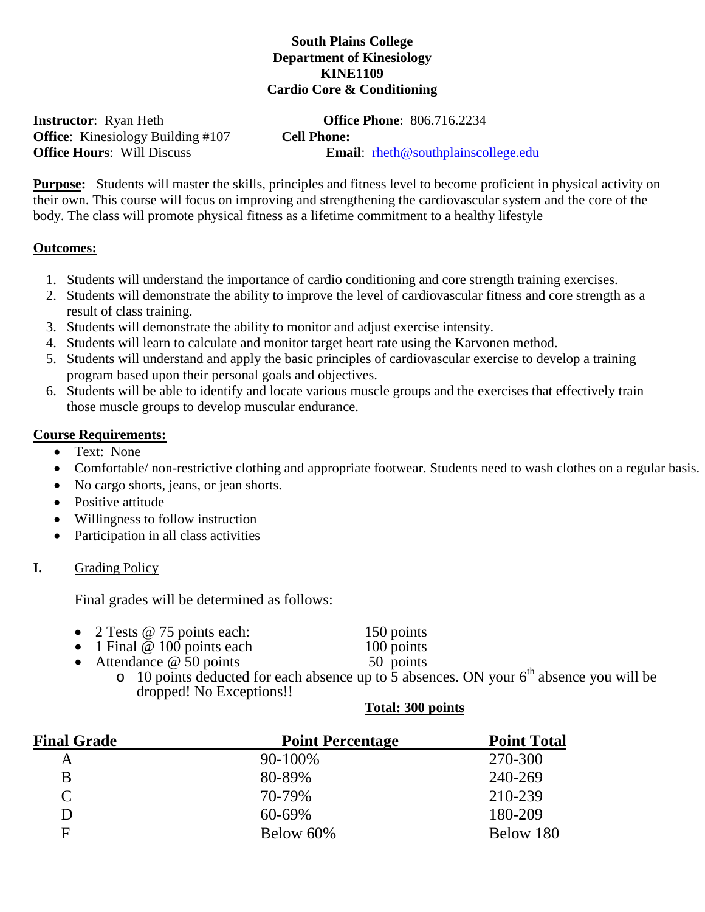**South Plains College**
**Department of Kinesiology**
**KINE1109**
**Cardio Core & Conditioning**

**Instructor**: Ryan Heth
**Office Phone**: 806.716.2234
**Office**: Kinesiology Building #107
**Cell Phone:**
**Office Hours**: Will Discuss
**Email**: rheth@southplainscollege.edu

**Purpose:** Students will master the skills, principles and fitness level to become proficient in physical activity on their own. This course will focus on improving and strengthening the cardiovascular system and the core of the body. The class will promote physical fitness as a lifetime commitment to a healthy lifestyle

**Outcomes:**

1. Students will understand the importance of cardio conditioning and core strength training exercises.
2. Students will demonstrate the ability to improve the level of cardiovascular fitness and core strength as a result of class training.
3. Students will demonstrate the ability to monitor and adjust exercise intensity.
4. Students will learn to calculate and monitor target heart rate using the Karvonen method.
5. Students will understand and apply the basic principles of cardiovascular exercise to develop a training program based upon their personal goals and objectives.
6. Students will be able to identify and locate various muscle groups and the exercises that effectively train those muscle groups to develop muscular endurance.

**Course Requirements:**

- Text: None
- Comfortable/ non-restrictive clothing and appropriate footwear. Students need to wash clothes on a regular basis.
- No cargo shorts, jeans, or jean shorts.
- Positive attitude
- Willingness to follow instruction
- Participation in all class activities

**I.** Grading Policy

Final grades will be determined as follows:

- 2 Tests @ 75 points each: 150 points
- 1 Final @ 100 points each 100 points
- Attendance @ 50 points 50 points
  - 10 points deducted for each absence up to 5 absences. ON your 6th absence you will be dropped! No Exceptions!!

**Total: 300 points**

| Final Grade | Point Percentage | Point Total |
|---|---|---|
| A | 90-100% | 270-300 |
| B | 80-89% | 240-269 |
| C | 70-79% | 210-239 |
| D | 60-69% | 180-209 |
| F | Below 60% | Below 180 |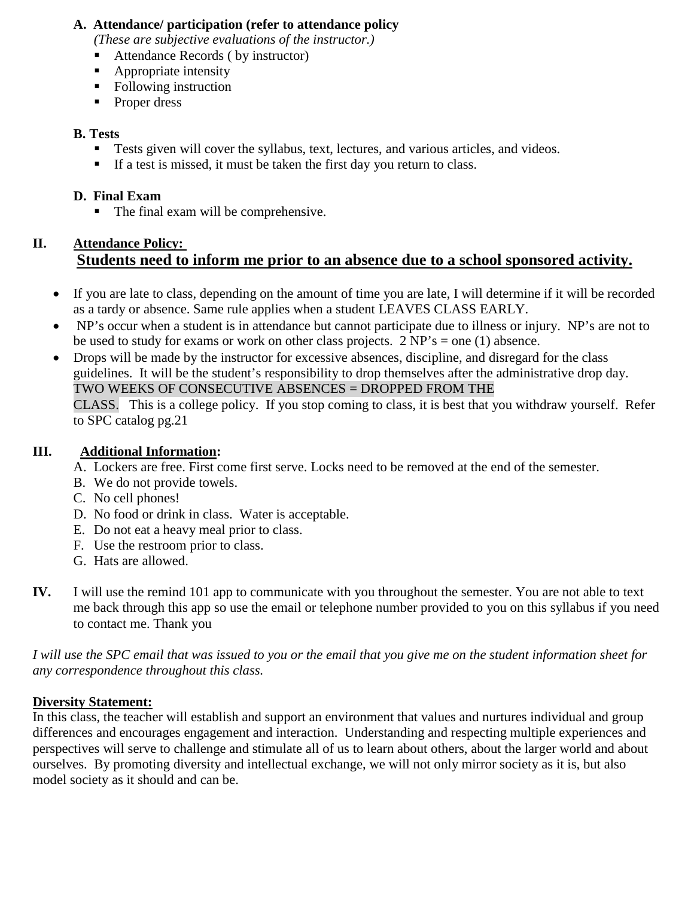**A. Attendance/ participation (refer to attendance policy**

*(These are subjective evaluations of the instructor.)*

- Attendance Records ( by instructor)
- Appropriate intensity
- Following instruction
- Proper dress

**B. Tests**

- Tests given will cover the syllabus, text, lectures, and various articles, and videos.
- If a test is missed, it must be taken the first day you return to class.

**D. Final Exam**

- The final exam will be comprehensive.

## II. Attendance Policy:

**Students need to inform me prior to an absence due to a school sponsored activity.**

- If you are late to class, depending on the amount of time you are late, I will determine if it will be recorded as a tardy or absence. Same rule applies when a student LEAVES CLASS EARLY.
- NP's occur when a student is in attendance but cannot participate due to illness or injury. NP's are not to be used to study for exams or work on other class projects. 2 NP's = one (1) absence.
- Drops will be made by the instructor for excessive absences, discipline, and disregard for the class guidelines. It will be the student's responsibility to drop themselves after the administrative drop day. TWO WEEKS OF CONSECUTIVE ABSENCES = DROPPED FROM THE CLASS. This is a college policy. If you stop coming to class, it is best that you withdraw yourself. Refer to SPC catalog pg.21

## III. Additional Information:

A. Lockers are free. First come first serve. Locks need to be removed at the end of the semester.
B. We do not provide towels.
C. No cell phones!
D. No food or drink in class. Water is acceptable.
E. Do not eat a heavy meal prior to class.
F. Use the restroom prior to class.
G. Hats are allowed.

**IV.** I will use the remind 101 app to communicate with you throughout the semester. You are not able to text me back through this app so use the email or telephone number provided to you on this syllabus if you need to contact me. Thank you

*I will use the SPC email that was issued to you or the email that you give me on the student information sheet for any correspondence throughout this class.*

**Diversity Statement:**

In this class, the teacher will establish and support an environment that values and nurtures individual and group differences and encourages engagement and interaction. Understanding and respecting multiple experiences and perspectives will serve to challenge and stimulate all of us to learn about others, about the larger world and about ourselves. By promoting diversity and intellectual exchange, we will not only mirror society as it is, but also model society as it should and can be.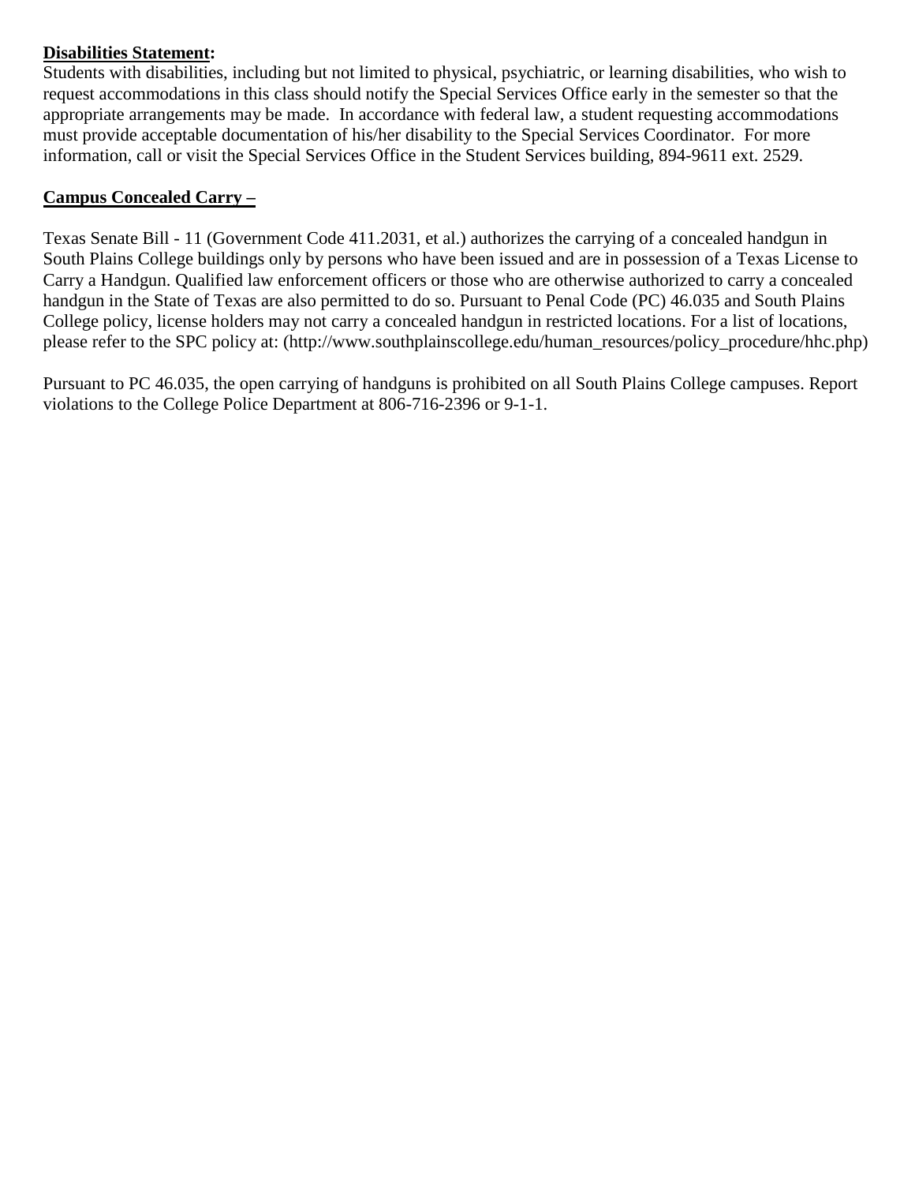**Disabilities Statement:**
Students with disabilities, including but not limited to physical, psychiatric, or learning disabilities, who wish to request accommodations in this class should notify the Special Services Office early in the semester so that the appropriate arrangements may be made. In accordance with federal law, a student requesting accommodations must provide acceptable documentation of his/her disability to the Special Services Coordinator. For more information, call or visit the Special Services Office in the Student Services building, 894-9611 ext. 2529.

**Campus Concealed Carry –**

Texas Senate Bill - 11 (Government Code 411.2031, et al.) authorizes the carrying of a concealed handgun in South Plains College buildings only by persons who have been issued and are in possession of a Texas License to Carry a Handgun. Qualified law enforcement officers or those who are otherwise authorized to carry a concealed handgun in the State of Texas are also permitted to do so. Pursuant to Penal Code (PC) 46.035 and South Plains College policy, license holders may not carry a concealed handgun in restricted locations. For a list of locations, please refer to the SPC policy at: (http://www.southplainscollege.edu/human_resources/policy_procedure/hhc.php)

Pursuant to PC 46.035, the open carrying of handguns is prohibited on all South Plains College campuses. Report violations to the College Police Department at 806-716-2396 or 9-1-1.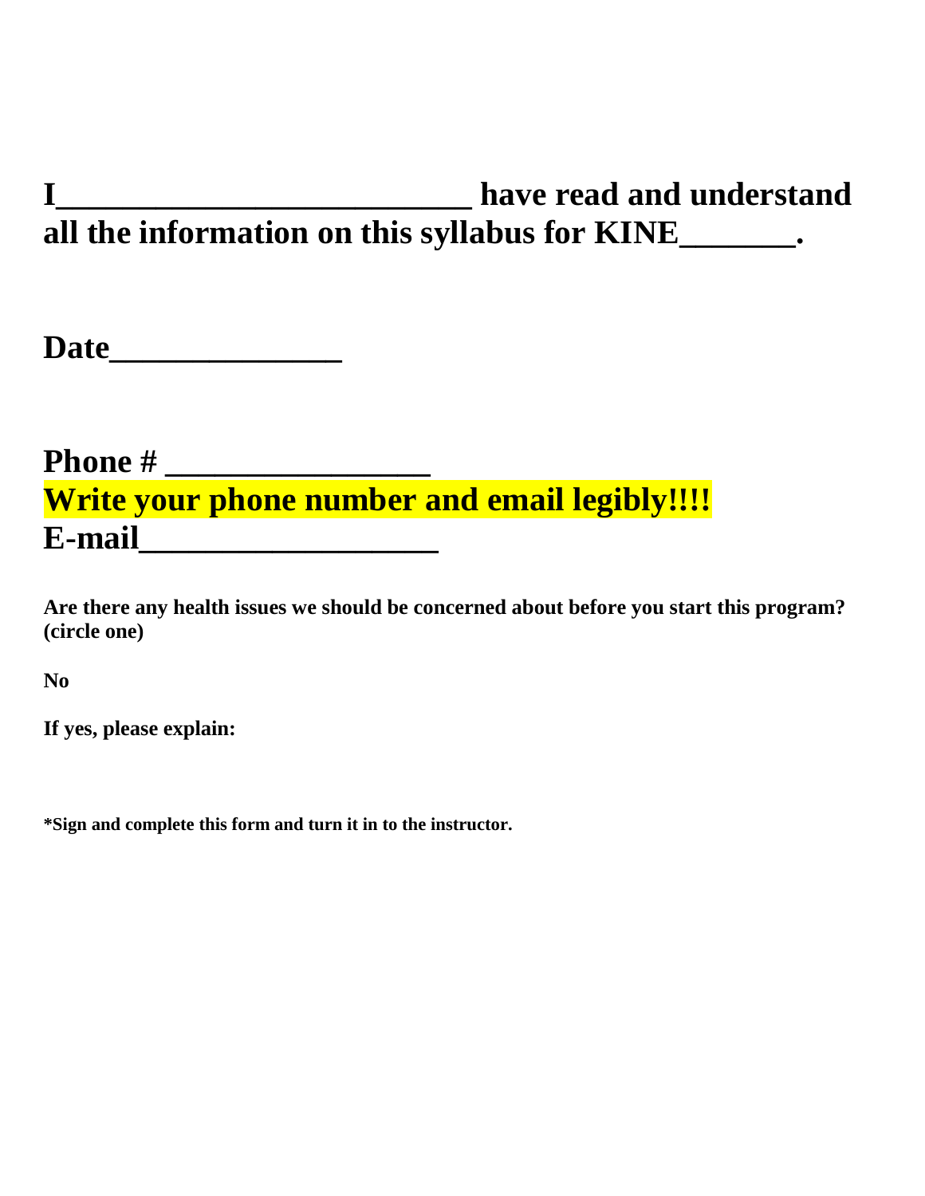**I_________________________ have read and understand all the information on this syllabus for KINE_______.**

**Date______________**

**Phone # ________________**

**Write your phone number and email legibly!!!!**

**E-mail__________________**

**Are there any health issues we should be concerned about before you start this program? (circle one)**

**No**

**If yes, please explain:**

***Sign and complete this form and turn it in to the instructor.**